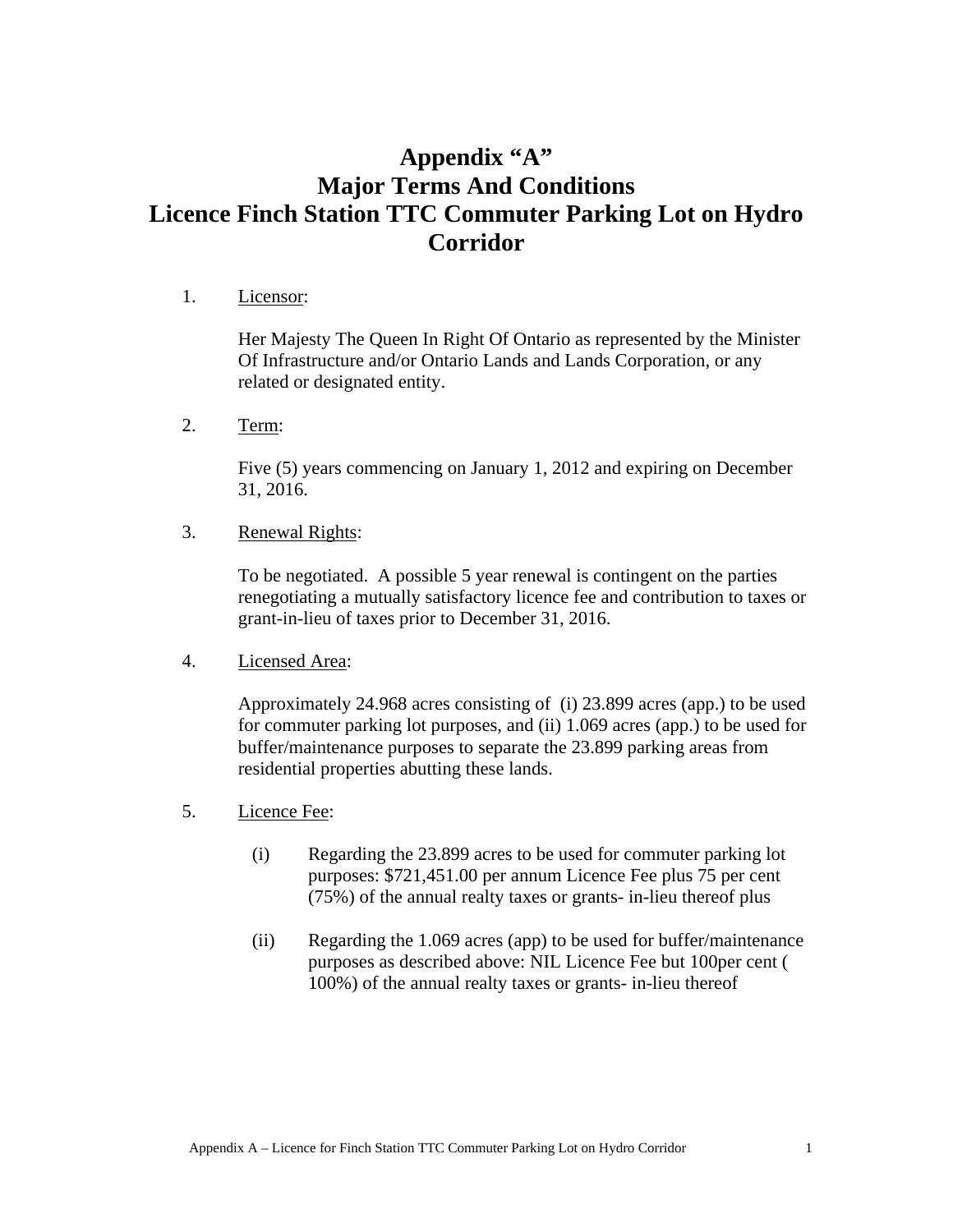# Appendix "A"
# Major Terms And Conditions
# Licence Finch Station TTC Commuter Parking Lot on Hydro Corridor

1. Licensor:

   Her Majesty The Queen In Right Of Ontario as represented by the Minister Of Infrastructure and/or Ontario Lands and Lands Corporation, or any related or designated entity.

2. Term:

   Five (5) years commencing on January 1, 2012 and expiring on December 31, 2016.

3. Renewal Rights:

   To be negotiated. A possible 5 year renewal is contingent on the parties renegotiating a mutually satisfactory licence fee and contribution to taxes or grant-in-lieu of taxes prior to December 31, 2016.

4. Licensed Area:

   Approximately 24.968 acres consisting of (i) 23.899 acres (app.) to be used for commuter parking lot purposes, and (ii) 1.069 acres (app.) to be used for buffer/maintenance purposes to separate the 23.899 parking areas from residential properties abutting these lands.

5. Licence Fee:

   (i) Regarding the 23.899 acres to be used for commuter parking lot purposes: $721,451.00 per annum Licence Fee plus 75 per cent (75%) of the annual realty taxes or grants- in-lieu thereof plus

   (ii) Regarding the 1.069 acres (app) to be used for buffer/maintenance purposes as described above: NIL Licence Fee but 100per cent ( 100%) of the annual realty taxes or grants- in-lieu thereof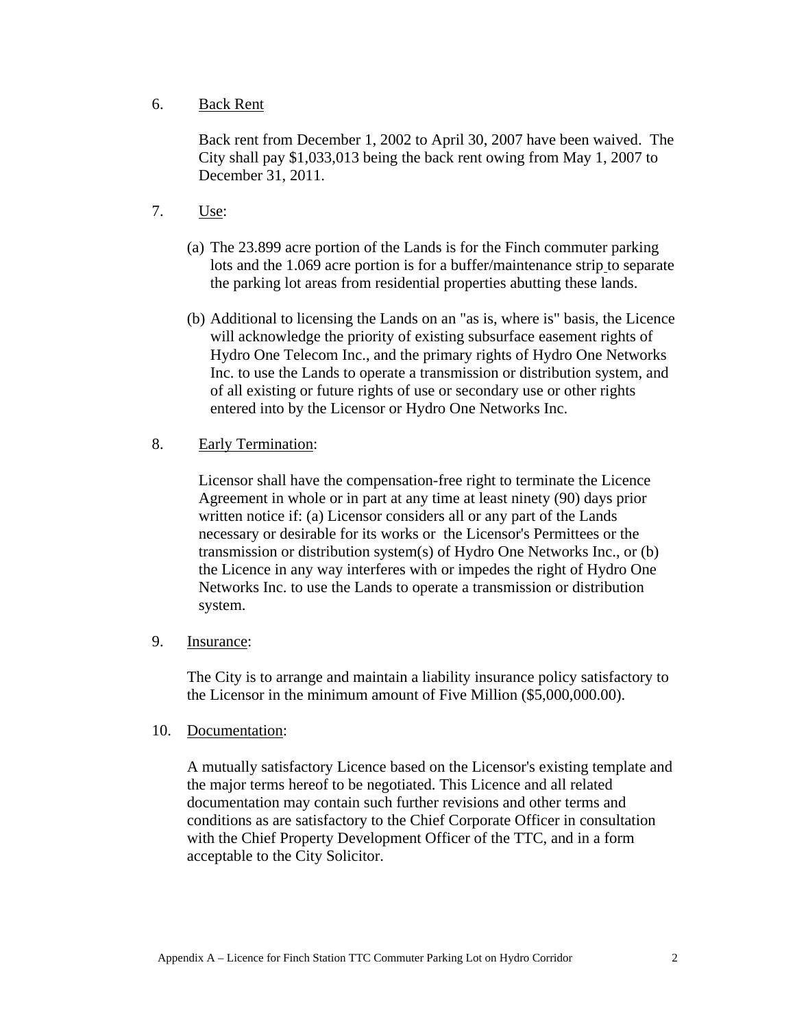6. Back Rent

   Back rent from December 1, 2002 to April 30, 2007 have been waived. The City shall pay $1,033,013 being the back rent owing from May 1, 2007 to December 31, 2011.

7. Use:

   (a) The 23.899 acre portion of the Lands is for the Finch commuter parking lots and the 1.069 acre portion is for a buffer/maintenance strip to separate the parking lot areas from residential properties abutting these lands.

   (b) Additional to licensing the Lands on an "as is, where is" basis, the Licence will acknowledge the priority of existing subsurface easement rights of Hydro One Telecom Inc., and the primary rights of Hydro One Networks Inc. to use the Lands to operate a transmission or distribution system, and of all existing or future rights of use or secondary use or other rights entered into by the Licensor or Hydro One Networks Inc.

8. Early Termination:

   Licensor shall have the compensation-free right to terminate the Licence Agreement in whole or in part at any time at least ninety (90) days prior written notice if: (a) Licensor considers all or any part of the Lands necessary or desirable for its works or the Licensor's Permittees or the transmission or distribution system(s) of Hydro One Networks Inc., or (b) the Licence in any way interferes with or impedes the right of Hydro One Networks Inc. to use the Lands to operate a transmission or distribution system.

9. Insurance:

   The City is to arrange and maintain a liability insurance policy satisfactory to the Licensor in the minimum amount of Five Million ($5,000,000.00).

10. Documentation:

    A mutually satisfactory Licence based on the Licensor's existing template and the major terms hereof to be negotiated. This Licence and all related documentation may contain such further revisions and other terms and conditions as are satisfactory to the Chief Corporate Officer in consultation with the Chief Property Development Officer of the TTC, and in a form acceptable to the City Solicitor.